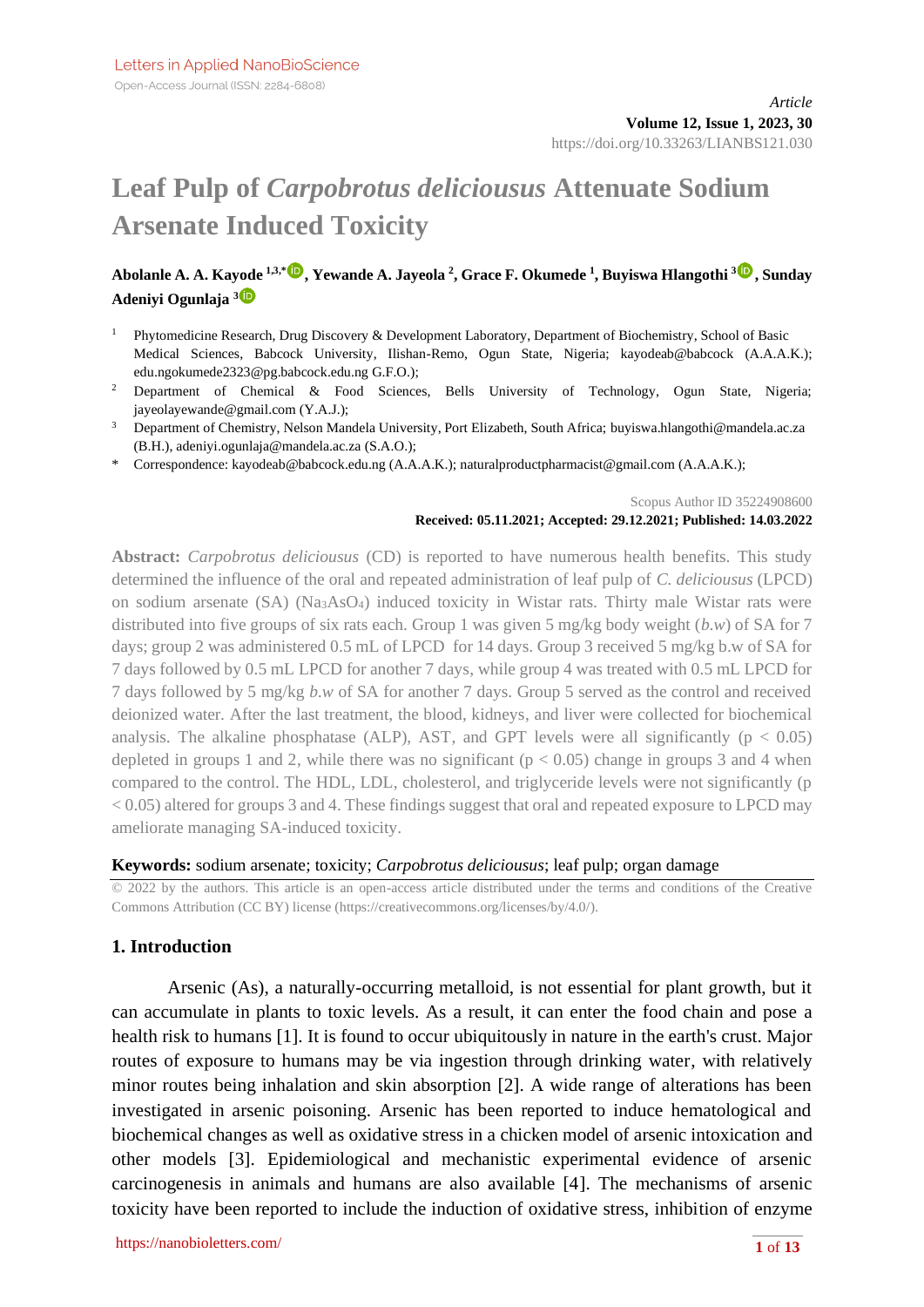Article

# Leaf Pulp of *Carpobrotus deliciousus* Attenuate Sodium Arsenate Induced Toxicity

**Abolanle A. A. Kayode [1,3,*], Yewande A. Jayeola [2], Grace F. Okumede [1], Buyiswa Hlangothi [3], Sunday Adeniyi Ogunlaja [3]**

[1] Phytomedicine Research, Drug Discovery & Development Laboratory, Department of Biochemistry, School of Basic Medical Sciences, Babcock University, Ilishan-Remo, Ogun State, Nigeria; kayodeab@babcock (A.A.A.K.); edu.ngokumede2323@pg.babcock.edu.ng G.F.O.);

[2] Department of Chemical & Food Sciences, Bells University of Technology, Ogun State, Nigeria; jayeolayewande@gmail.com (Y.A.J.);

[3] Department of Chemistry, Nelson Mandela University, Port Elizabeth, South Africa; buyiswa.hlangothi@mandela.ac.za (B.H.), adeniyi.ogunlaja@mandela.ac.za (S.A.O.);

\* Correspondence: kayodeab@babcock.edu.ng (A.A.A.K.); naturalproductpharmacist@gmail.com (A.A.A.K.);

Scopus Author ID 35224908600

**Received: 05.11.2021; Accepted: 29.12.2021; Published: 14.03.2022**

**Abstract:** *Carpobrotus deliciousus* (CD) is reported to have numerous health benefits. This study determined the influence of the oral and repeated administration of leaf pulp of *C. deliciousus* (LPCD) on sodium arsenate (SA) ($Na_3AsO_4$) induced toxicity in Wistar rats. Thirty male Wistar rats were distributed into five groups of six rats each. Group 1 was given 5 mg/kg body weight (*b.w*) of SA for 7 days; group 2 was administered 0.5 mL of LPCD for 14 days. Group 3 received 5 mg/kg b.w of SA for 7 days followed by 0.5 mL LPCD for another 7 days, while group 4 was treated with 0.5 mL LPCD for 7 days followed by 5 mg/kg *b.w* of SA for another 7 days. Group 5 served as the control and received deionized water. After the last treatment, the blood, kidneys, and liver were collected for biochemical analysis. The alkaline phosphatase (ALP), AST, and GPT levels were all significantly ($p < 0.05$) depleted in groups 1 and 2, while there was no significant ($p < 0.05$) change in groups 3 and 4 when compared to the control. The HDL, LDL, cholesterol, and triglyceride levels were not significantly ($p < 0.05$) altered for groups 3 and 4. These findings suggest that oral and repeated exposure to LPCD may ameliorate managing SA-induced toxicity.

**Keywords:** sodium arsenate; toxicity; *Carpobrotus deliciousus*; leaf pulp; organ damage

© 2022 by the authors. This article is an open-access article distributed under the terms and conditions of the Creative Commons Attribution (CC BY) license (https://creativecommons.org/licenses/by/4.0/).

## 1. Introduction

Arsenic (As), a naturally-occurring metalloid, is not essential for plant growth, but it can accumulate in plants to toxic levels. As a result, it can enter the food chain and pose a health risk to humans [1]. It is found to occur ubiquitously in nature in the earth's crust. Major routes of exposure to humans may be via ingestion through drinking water, with relatively minor routes being inhalation and skin absorption [2]. A wide range of alterations has been investigated in arsenic poisoning. Arsenic has been reported to induce hematological and biochemical changes as well as oxidative stress in a chicken model of arsenic intoxication and other models [3]. Epidemiological and mechanistic experimental evidence of arsenic carcinogenesis in animals and humans are also available [4]. The mechanisms of arsenic toxicity have been reported to include the induction of oxidative stress, inhibition of enzyme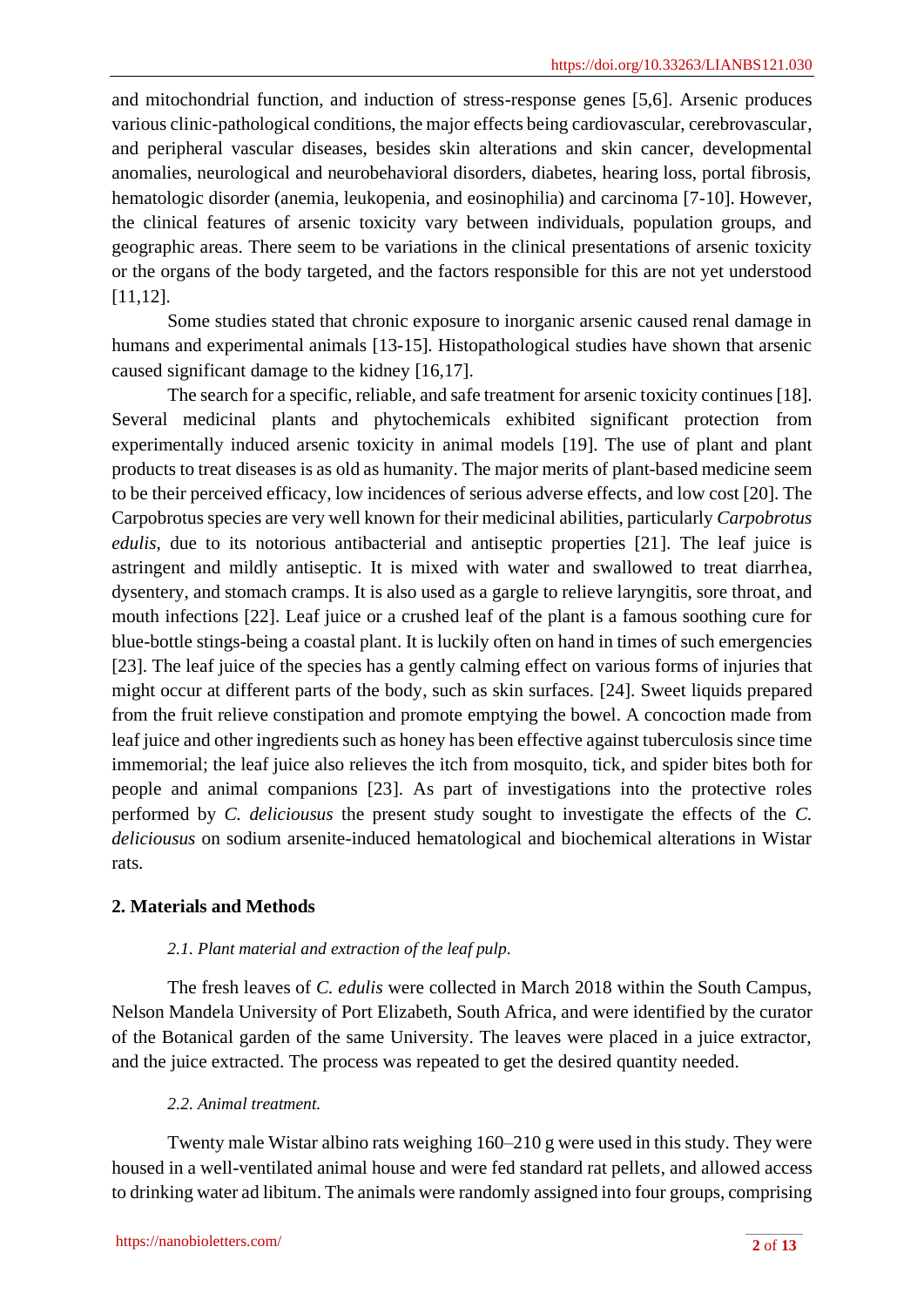and mitochondrial function, and induction of stress-response genes [5,6]. Arsenic produces various clinic-pathological conditions, the major effects being cardiovascular, cerebrovascular, and peripheral vascular diseases, besides skin alterations and skin cancer, developmental anomalies, neurological and neurobehavioral disorders, diabetes, hearing loss, portal fibrosis, hematologic disorder (anemia, leukopenia, and eosinophilia) and carcinoma [7-10]. However, the clinical features of arsenic toxicity vary between individuals, population groups, and geographic areas. There seem to be variations in the clinical presentations of arsenic toxicity or the organs of the body targeted, and the factors responsible for this are not yet understood [11,12].

Some studies stated that chronic exposure to inorganic arsenic caused renal damage in humans and experimental animals [13-15]. Histopathological studies have shown that arsenic caused significant damage to the kidney [16,17].

The search for a specific, reliable, and safe treatment for arsenic toxicity continues [18]. Several medicinal plants and phytochemicals exhibited significant protection from experimentally induced arsenic toxicity in animal models [19]. The use of plant and plant products to treat diseases is as old as humanity. The major merits of plant-based medicine seem to be their perceived efficacy, low incidences of serious adverse effects, and low cost [20]. The Carpobrotus species are very well known for their medicinal abilities, particularly *Carpobrotus edulis*, due to its notorious antibacterial and antiseptic properties [21]. The leaf juice is astringent and mildly antiseptic. It is mixed with water and swallowed to treat diarrhea, dysentery, and stomach cramps. It is also used as a gargle to relieve laryngitis, sore throat, and mouth infections [22]. Leaf juice or a crushed leaf of the plant is a famous soothing cure for blue-bottle stings-being a coastal plant. It is luckily often on hand in times of such emergencies [23]. The leaf juice of the species has a gently calming effect on various forms of injuries that might occur at different parts of the body, such as skin surfaces. [24]. Sweet liquids prepared from the fruit relieve constipation and promote emptying the bowel. A concoction made from leaf juice and other ingredients such as honey has been effective against tuberculosis since time immemorial; the leaf juice also relieves the itch from mosquito, tick, and spider bites both for people and animal companions [23]. As part of investigations into the protective roles performed by *C. deliciousus* the present study sought to investigate the effects of the *C. deliciousus* on sodium arsenite-induced hematological and biochemical alterations in Wistar rats.

## 2. Materials and Methods

### *2.1. Plant material and extraction of the leaf pulp.*

The fresh leaves of *C. edulis* were collected in March 2018 within the South Campus, Nelson Mandela University of Port Elizabeth, South Africa, and were identified by the curator of the Botanical garden of the same University. The leaves were placed in a juice extractor, and the juice extracted. The process was repeated to get the desired quantity needed.

### *2.2. Animal treatment.*

Twenty male Wistar albino rats weighing 160–210 g were used in this study. They were housed in a well-ventilated animal house and were fed standard rat pellets, and allowed access to drinking water ad libitum. The animals were randomly assigned into four groups, comprising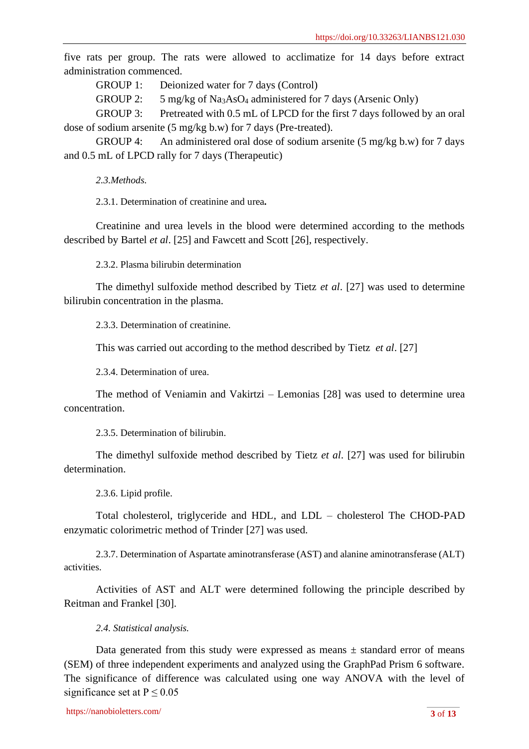five rats per group. The rats were allowed to acclimatize for 14 days before extract administration commenced.

GROUP 1: Deionized water for 7 days (Control)

GROUP 2: 5 mg/kg of $Na_3AsO_4$ administered for 7 days (Arsenic Only)

GROUP 3: Pretreated with 0.5 mL of LPCD for the first 7 days followed by an oral dose of sodium arsenite (5 mg/kg b.w) for 7 days (Pre-treated).

GROUP 4: An administered oral dose of sodium arsenite (5 mg/kg b.w) for 7 days and 0.5 mL of LPCD rally for 7 days (Therapeutic)

### *2.3.Methods.*

#### 2.3.1. Determination of creatinine and urea**.**

Creatinine and urea levels in the blood were determined according to the methods described by Bartel *et al*. [25] and Fawcett and Scott [26], respectively.

#### 2.3.2. Plasma bilirubin determination

The dimethyl sulfoxide method described by Tietz *et al*. [27] was used to determine bilirubin concentration in the plasma.

#### 2.3.3. Determination of creatinine.

This was carried out according to the method described by Tietz *et al*. [27]

#### 2.3.4. Determination of urea.

The method of Veniamin and Vakirtzi – Lemonias [28] was used to determine urea concentration.

#### 2.3.5. Determination of bilirubin.

The dimethyl sulfoxide method described by Tietz *et al*. [27] was used for bilirubin determination.

#### 2.3.6. Lipid profile.

Total cholesterol, triglyceride and HDL, and LDL – cholesterol The CHOD-PAD enzymatic colorimetric method of Trinder [27] was used.

#### 2.3.7. Determination of Aspartate aminotransferase (AST) and alanine aminotransferase (ALT) activities.

Activities of AST and ALT were determined following the principle described by Reitman and Frankel [30].

### *2.4. Statistical analysis.*

Data generated from this study were expressed as means ± standard error of means (SEM) of three independent experiments and analyzed using the GraphPad Prism 6 software. The significance of difference was calculated using one way ANOVA with the level of significance set at $P \leq 0.05$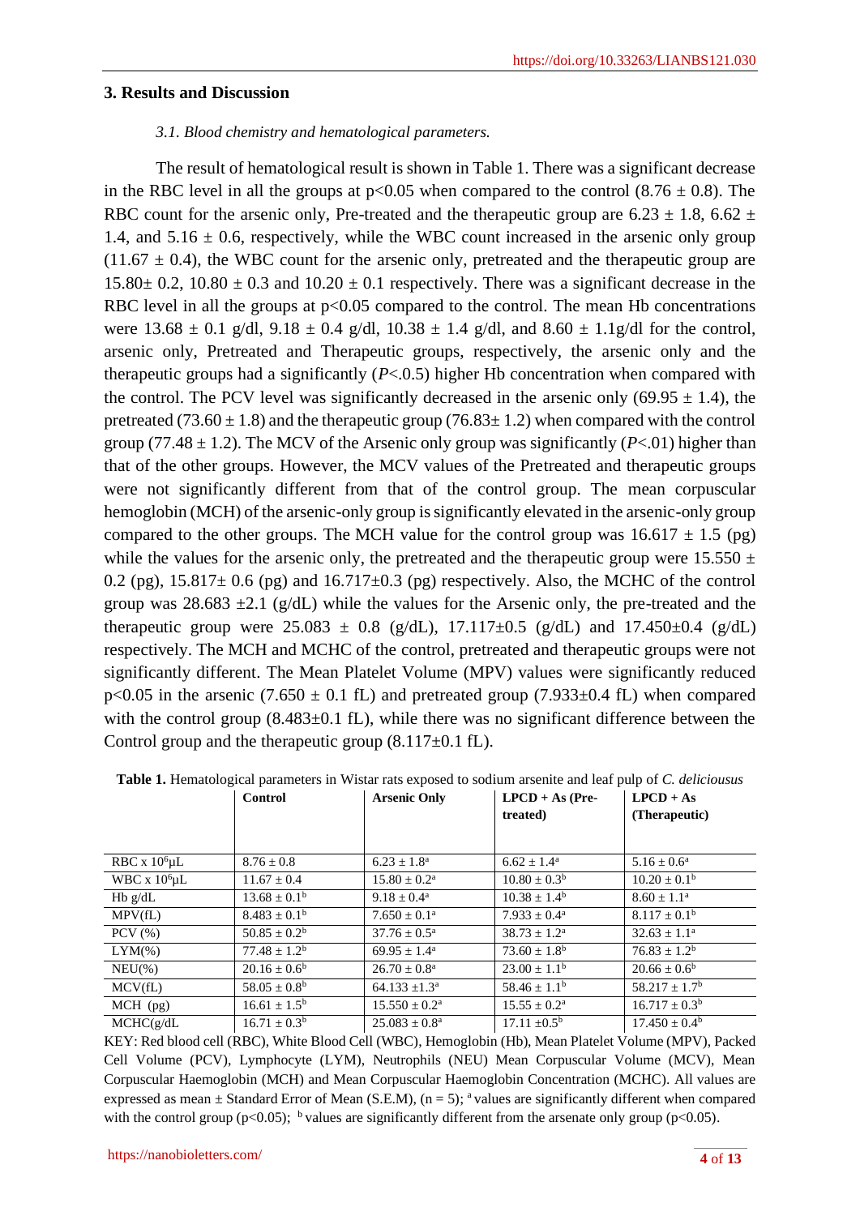## 3. Results and Discussion

### *3.1. Blood chemistry and hematological parameters.*

The result of hematological result is shown in Table 1. There was a significant decrease in the RBC level in all the groups at $p<0.05$ when compared to the control ($8.76 \pm 0.8$). The RBC count for the arsenic only, Pre-treated and the therapeutic group are $6.23 \pm 1.8$, $6.62 \pm 1.4$, and $5.16 \pm 0.6$, respectively, while the WBC count increased in the arsenic only group ($11.67 \pm 0.4$), the WBC count for the arsenic only, pretreated and the therapeutic group are $15.80 \pm 0.2$, $10.80 \pm 0.3$ and $10.20 \pm 0.1$ respectively. There was a significant decrease in the RBC level in all the groups at $p<0.05$ compared to the control. The mean Hb concentrations were $13.68 \pm 0.1$ g/dl, $9.18 \pm 0.4$ g/dl, $10.38 \pm 1.4$ g/dl, and $8.60 \pm 1.1$g/dl for the control, arsenic only, Pretreated and Therapeutic groups, respectively, the arsenic only and the therapeutic groups had a significantly ($P<.0.5$) higher Hb concentration when compared with the control. The PCV level was significantly decreased in the arsenic only ($69.95 \pm 1.4$), the pretreated ($73.60 \pm 1.8$) and the therapeutic group ($76.83 \pm 1.2$) when compared with the control group ($77.48 \pm 1.2$). The MCV of the Arsenic only group was significantly ($P<.01$) higher than that of the other groups. However, the MCV values of the Pretreated and therapeutic groups were not significantly different from that of the control group. The mean corpuscular hemoglobin (MCH) of the arsenic-only group is significantly elevated in the arsenic-only group compared to the other groups. The MCH value for the control group was $16.617 \pm 1.5$ (pg) while the values for the arsenic only, the pretreated and the therapeutic group were $15.550 \pm 0.2$ (pg), $15.817 \pm 0.6$ (pg) and $16.717 \pm 0.3$ (pg) respectively. Also, the MCHC of the control group was $28.683 \pm 2.1$ (g/dL) while the values for the Arsenic only, the pre-treated and the therapeutic group were $25.083 \pm 0.8$ (g/dL), $17.117 \pm 0.5$ (g/dL) and $17.450 \pm 0.4$ (g/dL) respectively. The MCH and MCHC of the control, pretreated and therapeutic groups were not significantly different. The Mean Platelet Volume (MPV) values were significantly reduced $p<0.05$ in the arsenic ($7.650 \pm 0.1$ fL) and pretreated group ($7.933 \pm 0.4$ fL) when compared with the control group ($8.483 \pm 0.1$ fL), while there was no significant difference between the Control group and the therapeutic group ($8.117 \pm 0.1$ fL).

**Table 1.** Hematological parameters in Wistar rats exposed to sodium arsenite and leaf pulp of *C. deliciousus*

| | **Control** | **Arsenic Only** | **LPCD + As (Pre-treated)** | **LPCD + As (Therapeutic)** |
|---|---|---|---|---|
| RBC x $10^6$μL | $8.76 \pm 0.8$ | $6.23 \pm 1.8^a$ | $6.62 \pm 1.4^a$ | $5.16 \pm 0.6^a$ |
| WBC x $10^6$μL | $11.67 \pm 0.4$ | $15.80 \pm 0.2^a$ | $10.80 \pm 0.3^b$ | $10.20 \pm 0.1^b$ |
| Hb g/dL | $13.68 \pm 0.1^b$ | $9.18 \pm 0.4^a$ | $10.38 \pm 1.4^b$ | $8.60 \pm 1.1^a$ |
| MPV(fL) | $8.483 \pm 0.1^b$ | $7.650 \pm 0.1^a$ | $7.933 \pm 0.4^a$ | $8.117 \pm 0.1^b$ |
| PCV (%) | $50.85 \pm 0.2^b$ | $37.76 \pm 0.5^a$ | $38.73 \pm 1.2^a$ | $32.63 \pm 1.1^a$ |
| LYM(%) | $77.48 \pm 1.2^b$ | $69.95 \pm 1.4^a$ | $73.60 \pm 1.8^b$ | $76.83 \pm 1.2^b$ |
| NEU(%) | $20.16 \pm 0.6^b$ | $26.70 \pm 0.8^a$ | $23.00 \pm 1.1^b$ | $20.66 \pm 0.6^b$ |
| MCV(fL) | $58.05 \pm 0.8^b$ | $64.133 \pm 1.3^a$ | $58.46 \pm 1.1^b$ | $58.217 \pm 1.7^b$ |
| MCH (pg) | $16.61 \pm 1.5^b$ | $15.550 \pm 0.2^a$ | $15.55 \pm 0.2^a$ | $16.717 \pm 0.3^b$ |
| MCHC(g/dL | $16.71 \pm 0.3^b$ | $25.083 \pm 0.8^a$ | $17.11 \pm 0.5^b$ | $17.450 \pm 0.4^b$ |

KEY: Red blood cell (RBC), White Blood Cell (WBC), Hemoglobin (Hb), Mean Platelet Volume (MPV), Packed Cell Volume (PCV), Lymphocyte (LYM), Neutrophils (NEU) Mean Corpuscular Volume (MCV), Mean Corpuscular Haemoglobin (MCH) and Mean Corpuscular Haemoglobin Concentration (MCHC). All values are expressed as mean ± Standard Error of Mean (S.E.M), ($n = 5$); [a] values are significantly different when compared with the control group ($p<0.05$); [b] values are significantly different from the arsenate only group ($p<0.05$).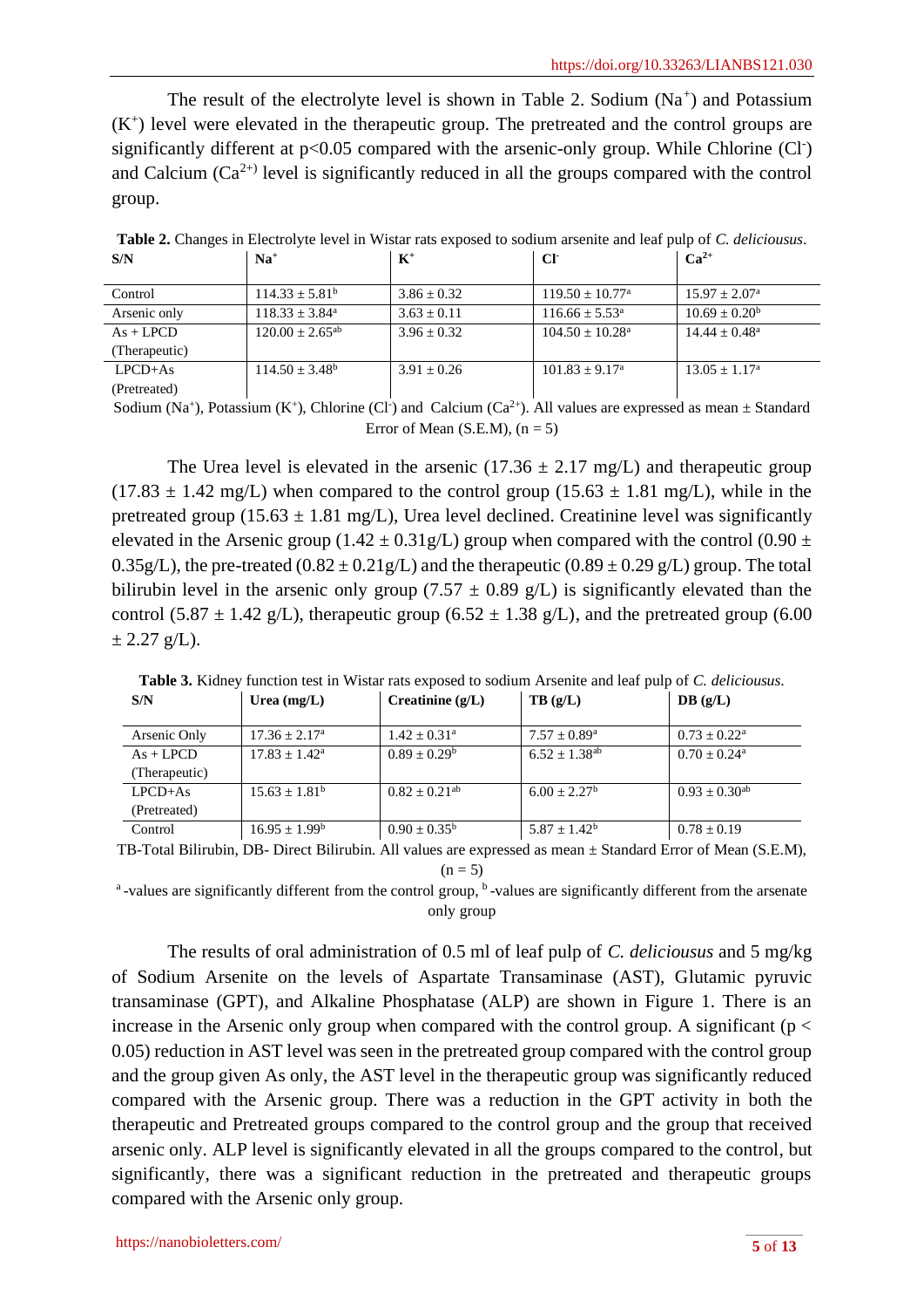The result of the electrolyte level is shown in Table 2. Sodium ($Na^+$) and Potassium ($K^+$) level were elevated in the therapeutic group. The pretreated and the control groups are significantly different at $p<0.05$ compared with the arsenic-only group. While Chlorine ($Cl^-$) and Calcium ($Ca^{2+}$) level is significantly reduced in all the groups compared with the control group.

**Table 2.** Changes in Electrolyte level in Wistar rats exposed to sodium arsenite and leaf pulp of *C. deliciousus*.

| S/N | $Na^+$ | $K^+$ | $Cl^-$ | $Ca^{2+}$ |
|---|---|---|---|---|
| Control | $114.33 \pm 5.81^b$ | $3.86 \pm 0.32$ | $119.50 \pm 10.77^a$ | $15.97 \pm 2.07^a$ |
| Arsenic only | $118.33 \pm 3.84^a$ | $3.63 \pm 0.11$ | $116.66 \pm 5.53^a$ | $10.69 \pm 0.20^b$ |
| As + LPCD (Therapeutic) | $120.00 \pm 2.65^{ab}$ | $3.96 \pm 0.32$ | $104.50 \pm 10.28^a$ | $14.44 \pm 0.48^a$ |
| LPCD+As (Pretreated) | $114.50 \pm 3.48^b$ | $3.91 \pm 0.26$ | $101.83 \pm 9.17^a$ | $13.05 \pm 1.17^a$ |

Sodium ($Na^+$), Potassium ($K^+$), Chlorine ($Cl^-$) and Calcium ($Ca^{2+}$). All values are expressed as mean ± Standard Error of Mean (S.E.M), (n = 5)

The Urea level is elevated in the arsenic (17.36 ± 2.17 mg/L) and therapeutic group (17.83 ± 1.42 mg/L) when compared to the control group (15.63 ± 1.81 mg/L), while in the pretreated group (15.63 ± 1.81 mg/L), Urea level declined. Creatinine level was significantly elevated in the Arsenic group (1.42 ± 0.31g/L) group when compared with the control (0.90 ± 0.35g/L), the pre-treated (0.82 ± 0.21g/L) and the therapeutic (0.89 ± 0.29 g/L) group. The total bilirubin level in the arsenic only group (7.57 ± 0.89 g/L) is significantly elevated than the control (5.87 ± 1.42 g/L), therapeutic group (6.52 ± 1.38 g/L), and the pretreated group (6.00 ± 2.27 g/L).

**Table 3.** Kidney function test in Wistar rats exposed to sodium Arsenite and leaf pulp of *C. deliciousus*.

| S/N | Urea (mg/L) | Creatinine (g/L) | TB (g/L) | DB (g/L) |
|---|---|---|---|---|
| Arsenic Only | $17.36 \pm 2.17^a$ | $1.42 \pm 0.31^a$ | $7.57 \pm 0.89^a$ | $0.73 \pm 0.22^a$ |
| As + LPCD (Therapeutic) | $17.83 \pm 1.42^a$ | $0.89 \pm 0.29^b$ | $6.52 \pm 1.38^{ab}$ | $0.70 \pm 0.24^a$ |
| LPCD+As (Pretreated) | $15.63 \pm 1.81^b$ | $0.82 \pm 0.21^{ab}$ | $6.00 \pm 2.27^b$ | $0.93 \pm 0.30^{ab}$ |
| Control | $16.95 \pm 1.99^b$ | $0.90 \pm 0.35^b$ | $5.87 \pm 1.42^b$ | $0.78 \pm 0.19$ |

TB-Total Bilirubin, DB- Direct Bilirubin. All values are expressed as mean ± Standard Error of Mean (S.E.M), (n = 5)

[a] -values are significantly different from the control group, [b] -values are significantly different from the arsenate only group

The results of oral administration of 0.5 ml of leaf pulp of *C. deliciousus* and 5 mg/kg of Sodium Arsenite on the levels of Aspartate Transaminase (AST), Glutamic pyruvic transaminase (GPT), and Alkaline Phosphatase (ALP) are shown in Figure 1. There is an increase in the Arsenic only group when compared with the control group. A significant ($p < 0.05$) reduction in AST level was seen in the pretreated group compared with the control group and the group given As only, the AST level in the therapeutic group was significantly reduced compared with the Arsenic group. There was a reduction in the GPT activity in both the therapeutic and Pretreated groups compared to the control group and the group that received arsenic only. ALP level is significantly elevated in all the groups compared to the control, but significantly, there was a significant reduction in the pretreated and therapeutic groups compared with the Arsenic only group.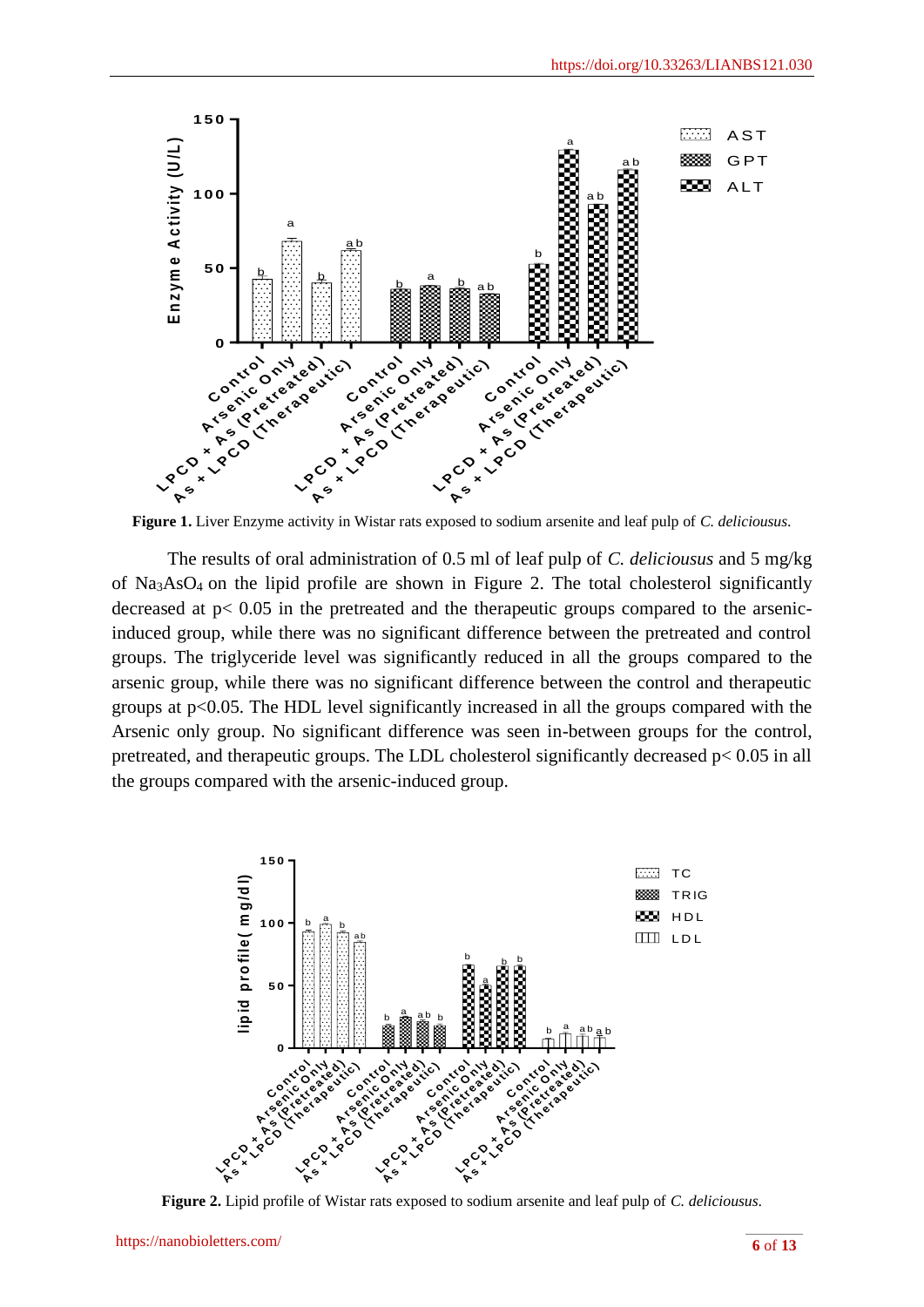**Figure 1.** Liver Enzyme activity in Wistar rats exposed to sodium arsenite and leaf pulp of *C. deliciousus*.

The results of oral administration of 0.5 ml of leaf pulp of *C. deliciousus* and 5 mg/kg of $Na_3AsO_4$ on the lipid profile are shown in Figure 2. The total cholesterol significantly decreased at $p < 0.05$ in the pretreated and the therapeutic groups compared to the arsenic-induced group, while there was no significant difference between the pretreated and control groups. The triglyceride level was significantly reduced in all the groups compared to the arsenic group, while there was no significant difference between the control and therapeutic groups at $p < 0.05$. The HDL level significantly increased in all the groups compared with the Arsenic only group. No significant difference was seen in-between groups for the control, pretreated, and therapeutic groups. The LDL cholesterol significantly decreased $p < 0.05$ in all the groups compared with the arsenic-induced group.

**Figure 2.** Lipid profile of Wistar rats exposed to sodium arsenite and leaf pulp of *C. deliciousus*.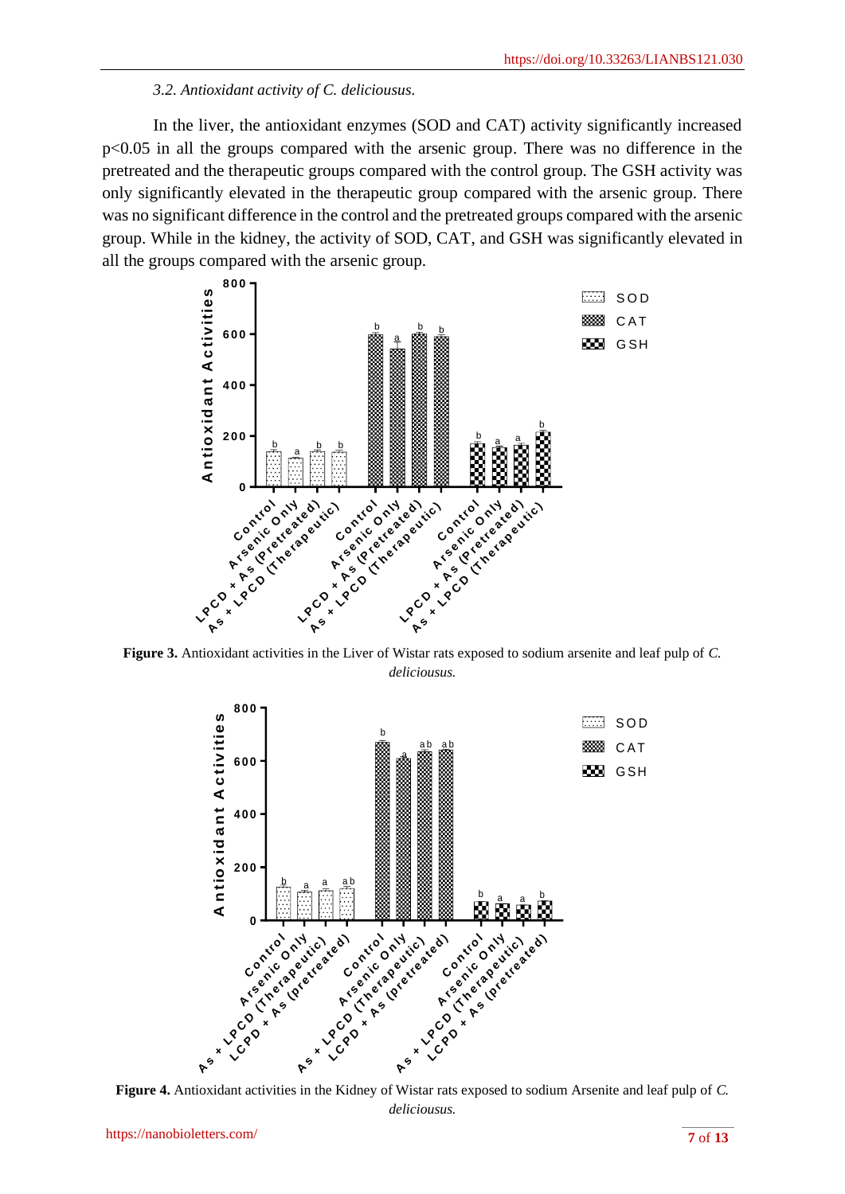*3.2. Antioxidant activity of C. deliciousus.*

In the liver, the antioxidant enzymes (SOD and CAT) activity significantly increased $p<0.05$ in all the groups compared with the arsenic group. There was no difference in the pretreated and the therapeutic groups compared with the control group. The GSH activity was only significantly elevated in the therapeutic group compared with the arsenic group. There was no significant difference in the control and the pretreated groups compared with the arsenic group. While in the kidney, the activity of SOD, CAT, and GSH was significantly elevated in all the groups compared with the arsenic group.

**Figure 3.** Antioxidant activities in the Liver of Wistar rats exposed to sodium arsenite and leaf pulp of *C. deliciousus.*

**Figure 4.** Antioxidant activities in the Kidney of Wistar rats exposed to sodium Arsenite and leaf pulp of *C. deliciousus.*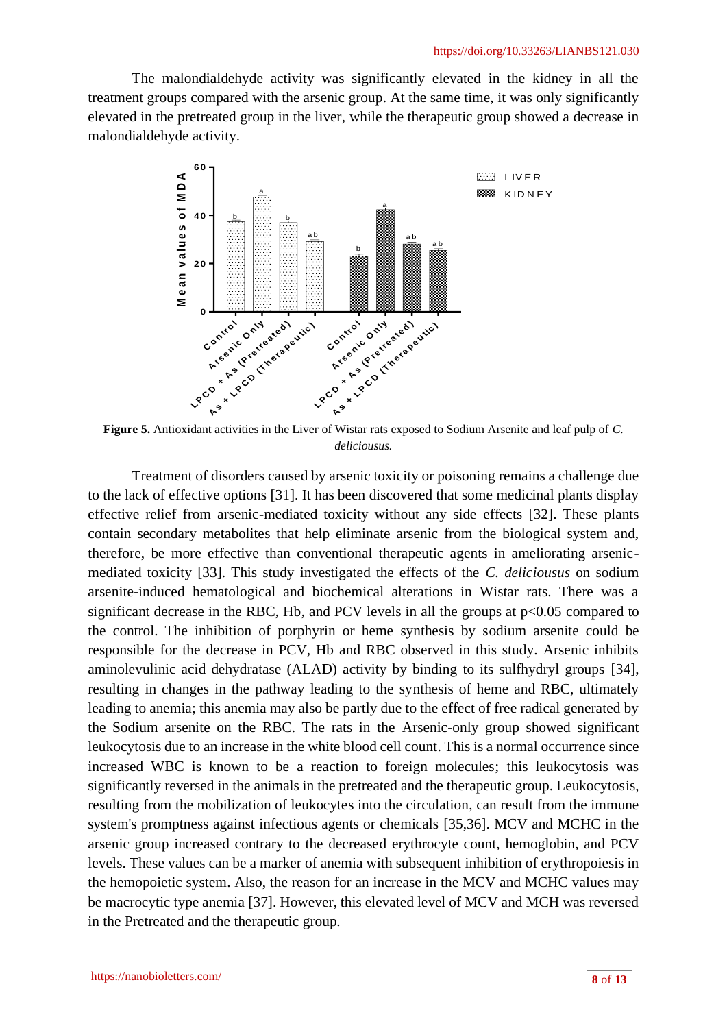The malondialdehyde activity was significantly elevated in the kidney in all the treatment groups compared with the arsenic group. At the same time, it was only significantly elevated in the pretreated group in the liver, while the therapeutic group showed a decrease in malondialdehyde activity.

**Figure 5.** Antioxidant activities in the Liver of Wistar rats exposed to Sodium Arsenite and leaf pulp of *C. deliciousus.*

Treatment of disorders caused by arsenic toxicity or poisoning remains a challenge due to the lack of effective options [31]. It has been discovered that some medicinal plants display effective relief from arsenic-mediated toxicity without any side effects [32]. These plants contain secondary metabolites that help eliminate arsenic from the biological system and, therefore, be more effective than conventional therapeutic agents in ameliorating arsenic-mediated toxicity [33]. This study investigated the effects of the *C. deliciousus* on sodium arsenite-induced hematological and biochemical alterations in Wistar rats. There was a significant decrease in the RBC, Hb, and PCV levels in all the groups at $p<0.05$ compared to the control. The inhibition of porphyrin or heme synthesis by sodium arsenite could be responsible for the decrease in PCV, Hb and RBC observed in this study. Arsenic inhibits aminolevulinic acid dehydratase (ALAD) activity by binding to its sulfhydryl groups [34], resulting in changes in the pathway leading to the synthesis of heme and RBC, ultimately leading to anemia; this anemia may also be partly due to the effect of free radical generated by the Sodium arsenite on the RBC. The rats in the Arsenic-only group showed significant leukocytosis due to an increase in the white blood cell count. This is a normal occurrence since increased WBC is known to be a reaction to foreign molecules; this leukocytosis was significantly reversed in the animals in the pretreated and the therapeutic group. Leukocytosis, resulting from the mobilization of leukocytes into the circulation, can result from the immune system's promptness against infectious agents or chemicals [35,36]. MCV and MCHC in the arsenic group increased contrary to the decreased erythrocyte count, hemoglobin, and PCV levels. These values can be a marker of anemia with subsequent inhibition of erythropoiesis in the hemopoietic system. Also, the reason for an increase in the MCV and MCHC values may be macrocytic type anemia [37]. However, this elevated level of MCV and MCH was reversed in the Pretreated and the therapeutic group.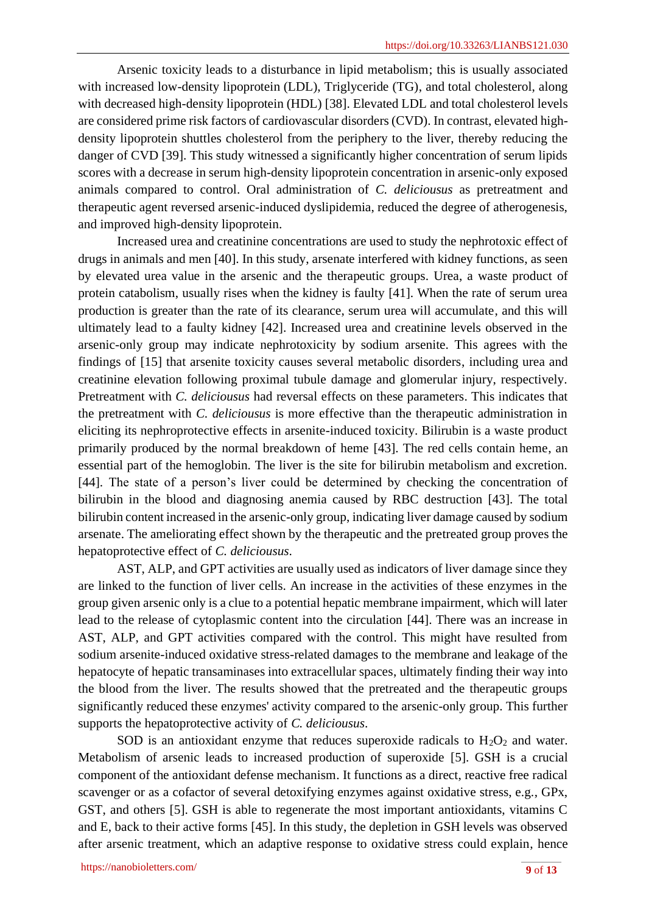Arsenic toxicity leads to a disturbance in lipid metabolism; this is usually associated with increased low-density lipoprotein (LDL), Triglyceride (TG), and total cholesterol, along with decreased high-density lipoprotein (HDL) [38]. Elevated LDL and total cholesterol levels are considered prime risk factors of cardiovascular disorders (CVD). In contrast, elevated high-density lipoprotein shuttles cholesterol from the periphery to the liver, thereby reducing the danger of CVD [39]. This study witnessed a significantly higher concentration of serum lipids scores with a decrease in serum high-density lipoprotein concentration in arsenic-only exposed animals compared to control. Oral administration of *C. deliciousus* as pretreatment and therapeutic agent reversed arsenic-induced dyslipidemia, reduced the degree of atherogenesis, and improved high-density lipoprotein.

Increased urea and creatinine concentrations are used to study the nephrotoxic effect of drugs in animals and men [40]. In this study, arsenate interfered with kidney functions, as seen by elevated urea value in the arsenic and the therapeutic groups. Urea, a waste product of protein catabolism, usually rises when the kidney is faulty [41]. When the rate of serum urea production is greater than the rate of its clearance, serum urea will accumulate, and this will ultimately lead to a faulty kidney [42]. Increased urea and creatinine levels observed in the arsenic-only group may indicate nephrotoxicity by sodium arsenite. This agrees with the findings of [15] that arsenite toxicity causes several metabolic disorders, including urea and creatinine elevation following proximal tubule damage and glomerular injury, respectively. Pretreatment with *C. deliciousus* had reversal effects on these parameters. This indicates that the pretreatment with *C. deliciousus* is more effective than the therapeutic administration in eliciting its nephroprotective effects in arsenite-induced toxicity. Bilirubin is a waste product primarily produced by the normal breakdown of heme [43]. The red cells contain heme, an essential part of the hemoglobin. The liver is the site for bilirubin metabolism and excretion. [44]. The state of a person's liver could be determined by checking the concentration of bilirubin in the blood and diagnosing anemia caused by RBC destruction [43]. The total bilirubin content increased in the arsenic-only group, indicating liver damage caused by sodium arsenate. The ameliorating effect shown by the therapeutic and the pretreated group proves the hepatoprotective effect of *C. deliciousus*.

AST, ALP, and GPT activities are usually used as indicators of liver damage since they are linked to the function of liver cells. An increase in the activities of these enzymes in the group given arsenic only is a clue to a potential hepatic membrane impairment, which will later lead to the release of cytoplasmic content into the circulation [44]. There was an increase in AST, ALP, and GPT activities compared with the control. This might have resulted from sodium arsenite-induced oxidative stress-related damages to the membrane and leakage of the hepatocyte of hepatic transaminases into extracellular spaces, ultimately finding their way into the blood from the liver. The results showed that the pretreated and the therapeutic groups significantly reduced these enzymes' activity compared to the arsenic-only group. This further supports the hepatoprotective activity of *C. deliciousus*.

SOD is an antioxidant enzyme that reduces superoxide radicals to $H_2O_2$ and water. Metabolism of arsenic leads to increased production of superoxide [5]. GSH is a crucial component of the antioxidant defense mechanism. It functions as a direct, reactive free radical scavenger or as a cofactor of several detoxifying enzymes against oxidative stress, e.g., GPx, GST, and others [5]. GSH is able to regenerate the most important antioxidants, vitamins C and E, back to their active forms [45]. In this study, the depletion in GSH levels was observed after arsenic treatment, which an adaptive response to oxidative stress could explain, hence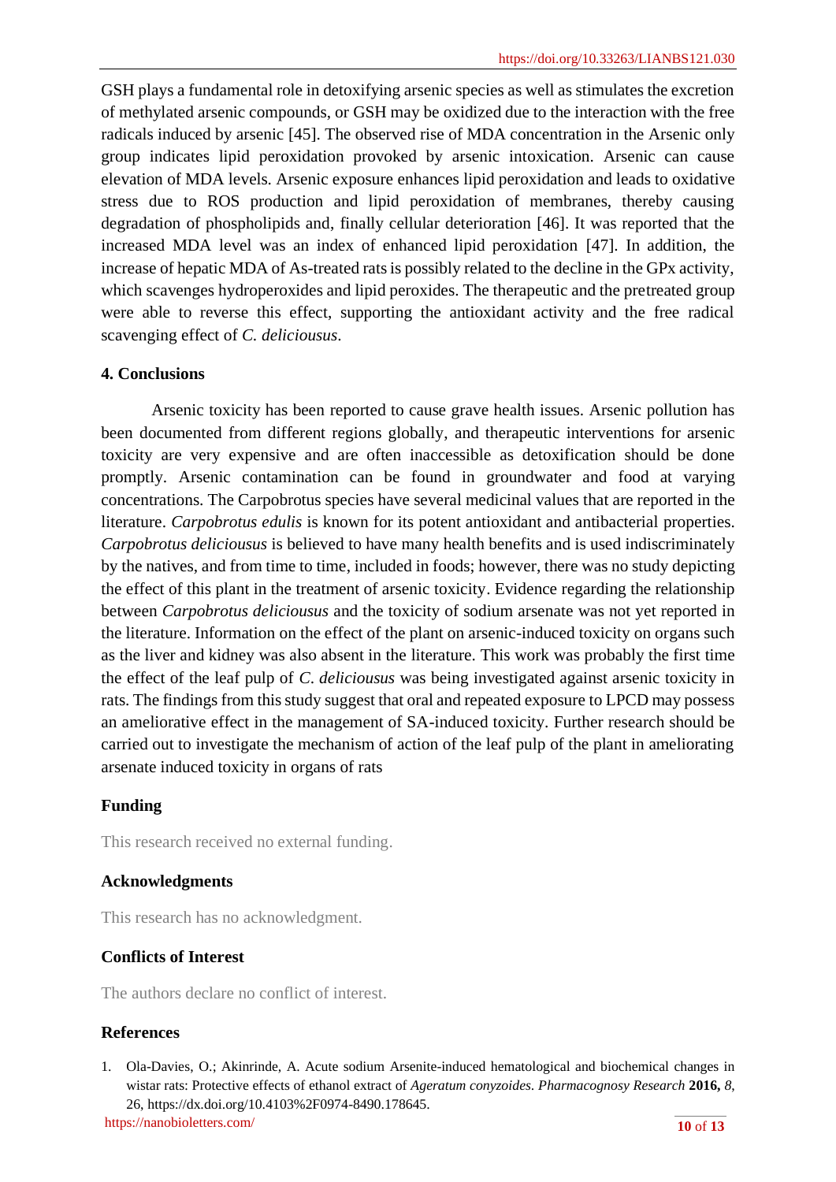GSH plays a fundamental role in detoxifying arsenic species as well as stimulates the excretion of methylated arsenic compounds, or GSH may be oxidized due to the interaction with the free radicals induced by arsenic [45]. The observed rise of MDA concentration in the Arsenic only group indicates lipid peroxidation provoked by arsenic intoxication. Arsenic can cause elevation of MDA levels. Arsenic exposure enhances lipid peroxidation and leads to oxidative stress due to ROS production and lipid peroxidation of membranes, thereby causing degradation of phospholipids and, finally cellular deterioration [46]. It was reported that the increased MDA level was an index of enhanced lipid peroxidation [47]. In addition, the increase of hepatic MDA of As-treated rats is possibly related to the decline in the GPx activity, which scavenges hydroperoxides and lipid peroxides. The therapeutic and the pretreated group were able to reverse this effect, supporting the antioxidant activity and the free radical scavenging effect of *C. deliciousus*.

## 4. Conclusions

Arsenic toxicity has been reported to cause grave health issues. Arsenic pollution has been documented from different regions globally, and therapeutic interventions for arsenic toxicity are very expensive and are often inaccessible as detoxification should be done promptly. Arsenic contamination can be found in groundwater and food at varying concentrations. The Carpobrotus species have several medicinal values that are reported in the literature. *Carpobrotus edulis* is known for its potent antioxidant and antibacterial properties. *Carpobrotus deliciousus* is believed to have many health benefits and is used indiscriminately by the natives, and from time to time, included in foods; however, there was no study depicting the effect of this plant in the treatment of arsenic toxicity. Evidence regarding the relationship between *Carpobrotus deliciousus* and the toxicity of sodium arsenate was not yet reported in the literature. Information on the effect of the plant on arsenic-induced toxicity on organs such as the liver and kidney was also absent in the literature. This work was probably the first time the effect of the leaf pulp of *C. deliciousus* was being investigated against arsenic toxicity in rats. The findings from this study suggest that oral and repeated exposure to LPCD may possess an ameliorative effect in the management of SA-induced toxicity. Further research should be carried out to investigate the mechanism of action of the leaf pulp of the plant in ameliorating arsenate induced toxicity in organs of rats

## Funding

This research received no external funding.

## Acknowledgments

This research has no acknowledgment.

## Conflicts of Interest

The authors declare no conflict of interest.

## References

1. Ola-Davies, O.; Akinrinde, A. Acute sodium Arsenite-induced hematological and biochemical changes in wistar rats: Protective effects of ethanol extract of *Ageratum conyzoides*. *Pharmacognosy Research* **2016,** *8*, 26, https://dx.doi.org/10.4103%2F0974-8490.178645.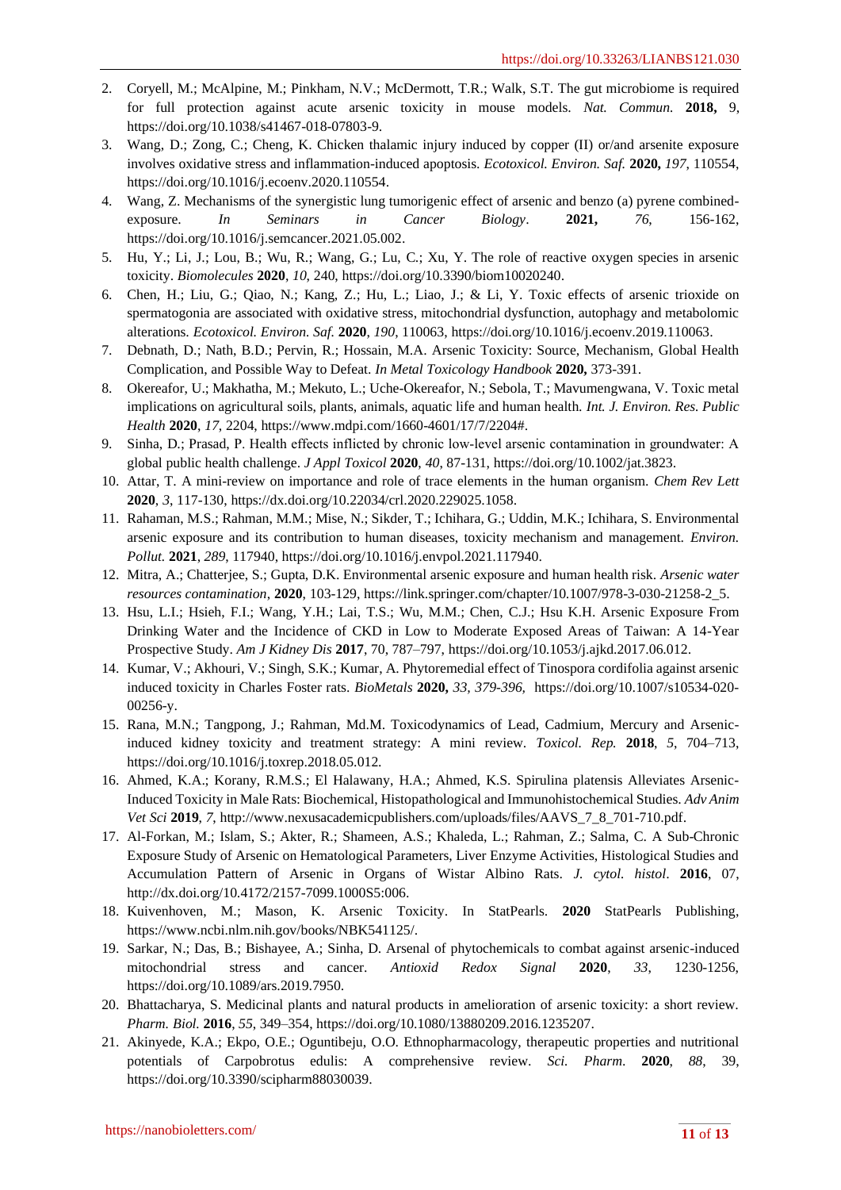2. Coryell, M.; McAlpine, M.; Pinkham, N.V.; McDermott, T.R.; Walk, S.T. The gut microbiome is required for full protection against acute arsenic toxicity in mouse models. *Nat. Commun.* **2018,** 9, https://doi.org/10.1038/s41467-018-07803-9.
3. Wang, D.; Zong, C.; Cheng, K. Chicken thalamic injury induced by copper (II) or/and arsenite exposure involves oxidative stress and inflammation-induced apoptosis. *Ecotoxicol. Environ. Saf.* **2020,** *197*, 110554, https://doi.org/10.1016/j.ecoenv.2020.110554.
4. Wang, Z. Mechanisms of the synergistic lung tumorigenic effect of arsenic and benzo (a) pyrene combined-exposure. *In Seminars in Cancer Biology*. **2021,** *76*, 156-162, https://doi.org/10.1016/j.semcancer.2021.05.002.
5. Hu, Y.; Li, J.; Lou, B.; Wu, R.; Wang, G.; Lu, C.; Xu, Y. The role of reactive oxygen species in arsenic toxicity. *Biomolecules* **2020**, *10*, 240, https://doi.org/10.3390/biom10020240.
6. Chen, H.; Liu, G.; Qiao, N.; Kang, Z.; Hu, L.; Liao, J.; & Li, Y. Toxic effects of arsenic trioxide on spermatogonia are associated with oxidative stress, mitochondrial dysfunction, autophagy and metabolomic alterations. *Ecotoxicol. Environ. Saf.* **2020**, *190*, 110063, https://doi.org/10.1016/j.ecoenv.2019.110063.
7. Debnath, D.; Nath, B.D.; Pervin, R.; Hossain, M.A. Arsenic Toxicity: Source, Mechanism, Global Health Complication, and Possible Way to Defeat. *In Metal Toxicology Handbook* **2020,** 373-391.
8. Okereafor, U.; Makhatha, M.; Mekuto, L.; Uche-Okereafor, N.; Sebola, T.; Mavumengwana, V. Toxic metal implications on agricultural soils, plants, animals, aquatic life and human health. *Int. J. Environ. Res. Public Health* **2020**, *17*, 2204, https://www.mdpi.com/1660-4601/17/7/2204#.
9. Sinha, D.; Prasad, P. Health effects inflicted by chronic low-level arsenic contamination in groundwater: A global public health challenge. *J Appl Toxicol* **2020**, *40*, 87-131, https://doi.org/10.1002/jat.3823.
10. Attar, T. A mini-review on importance and role of trace elements in the human organism. *Chem Rev Lett* **2020**, *3*, 117-130, https://dx.doi.org/10.22034/crl.2020.229025.1058.
11. Rahaman, M.S.; Rahman, M.M.; Mise, N.; Sikder, T.; Ichihara, G.; Uddin, M.K.; Ichihara, S. Environmental arsenic exposure and its contribution to human diseases, toxicity mechanism and management. *Environ. Pollut.* **2021**, *289*, 117940, https://doi.org/10.1016/j.envpol.2021.117940.
12. Mitra, A.; Chatterjee, S.; Gupta, D.K. Environmental arsenic exposure and human health risk. *Arsenic water resources contamination*, **2020**, 103-129, https://link.springer.com/chapter/10.1007/978-3-030-21258-2_5.
13. Hsu, L.I.; Hsieh, F.I.; Wang, Y.H.; Lai, T.S.; Wu, M.M.; Chen, C.J.; Hsu K.H. Arsenic Exposure From Drinking Water and the Incidence of CKD in Low to Moderate Exposed Areas of Taiwan: A 14-Year Prospective Study. *Am J Kidney Dis* **2017**, 70, 787–797, https://doi.org/10.1053/j.ajkd.2017.06.012.
14. Kumar, V.; Akhouri, V.; Singh, S.K.; Kumar, A. Phytoremedial effect of Tinospora cordifolia against arsenic induced toxicity in Charles Foster rats. *BioMetals* **2020,** *33, 379-396,* https://doi.org/10.1007/s10534-020-00256-y.
15. Rana, M.N.; Tangpong, J.; Rahman, Md.M. Toxicodynamics of Lead, Cadmium, Mercury and Arsenic-induced kidney toxicity and treatment strategy: A mini review. *Toxicol. Rep.* **2018**, *5*, 704–713, https://doi.org/10.1016/j.toxrep.2018.05.012.
16. Ahmed, K.A.; Korany, R.M.S.; El Halawany, H.A.; Ahmed, K.S. Spirulina platensis Alleviates Arsenic-Induced Toxicity in Male Rats: Biochemical, Histopathological and Immunohistochemical Studies. *Adv Anim Vet Sci* **2019**, *7*, http://www.nexusacademicpublishers.com/uploads/files/AAVS_7_8_701-710.pdf.
17. Al-Forkan, M.; Islam, S.; Akter, R.; Shameen, A.S.; Khaleda, L.; Rahman, Z.; Salma, C. A Sub-Chronic Exposure Study of Arsenic on Hematological Parameters, Liver Enzyme Activities, Histological Studies and Accumulation Pattern of Arsenic in Organs of Wistar Albino Rats. *J. cytol. histol*. **2016**, 07, http://dx.doi.org/10.4172/2157-7099.1000S5:006.
18. Kuivenhoven, M.; Mason, K. Arsenic Toxicity. In StatPearls. **2020** StatPearls Publishing, https://www.ncbi.nlm.nih.gov/books/NBK541125/.
19. Sarkar, N.; Das, B.; Bishayee, A.; Sinha, D. Arsenal of phytochemicals to combat against arsenic-induced mitochondrial stress and cancer. *Antioxid Redox Signal* **2020**, *33*, 1230-1256, https://doi.org/10.1089/ars.2019.7950.
20. Bhattacharya, S. Medicinal plants and natural products in amelioration of arsenic toxicity: a short review. *Pharm. Biol.* **2016**, *55*, 349–354, https://doi.org/10.1080/13880209.2016.1235207.
21. Akinyede, K.A.; Ekpo, O.E.; Oguntibeju, O.O. Ethnopharmacology, therapeutic properties and nutritional potentials of Carpobrotus edulis: A comprehensive review. *Sci. Pharm.* **2020**, *88*, 39, https://doi.org/10.3390/scipharm88030039.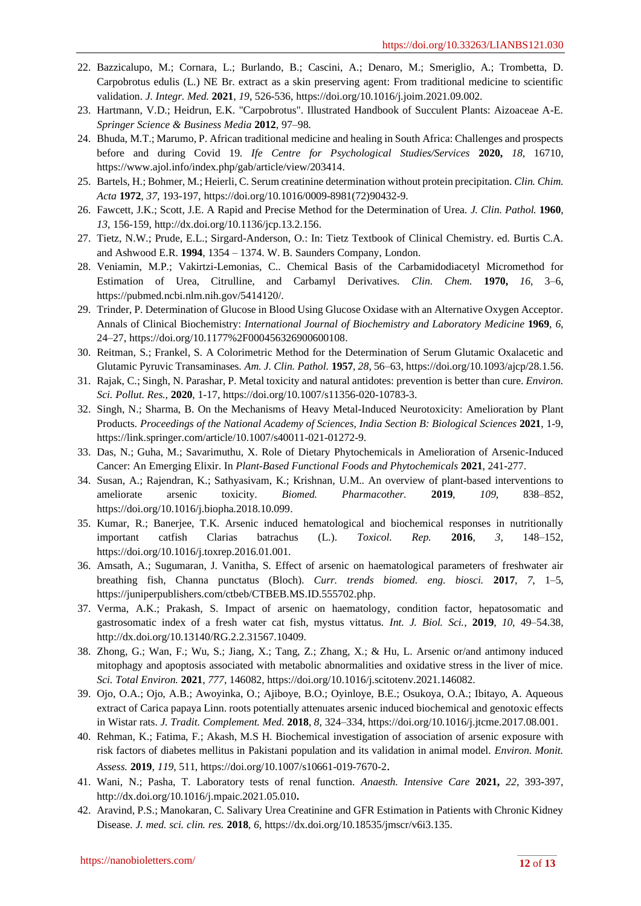22. Bazzicalupo, M.; Cornara, L.; Burlando, B.; Cascini, A.; Denaro, M.; Smeriglio, A.; Trombetta, D. Carpobrotus edulis (L.) NE Br. extract as a skin preserving agent: From traditional medicine to scientific validation. *J. Integr. Med.* **2021**, *19*, 526-536, https://doi.org/10.1016/j.joim.2021.09.002.
23. Hartmann, V.D.; Heidrun, E.K. "Carpobrotus". Illustrated Handbook of Succulent Plants: Aizoaceae A-E. *Springer Science & Business Media* **2012**, 97–98.
24. Bhuda, M.T.; Marumo, P. African traditional medicine and healing in South Africa: Challenges and prospects before and during Covid 19. *Ife Centre for Psychological Studies/Services* **2020,** *18*, 16710, https://www.ajol.info/index.php/gab/article/view/203414.
25. Bartels, H.; Bohmer, M.; Heierli, C. Serum creatinine determination without protein precipitation. *Clin. Chim. Acta* **1972**, *37*, 193-197, https://doi.org/10.1016/0009-8981(72)90432-9.
26. Fawcett, J.K.; Scott, J.E. A Rapid and Precise Method for the Determination of Urea. *J. Clin. Pathol.* **1960**, *13*, 156-159, http://dx.doi.org/10.1136/jcp.13.2.156.
27. Tietz, N.W.; Prude, E.L.; Sirgard-Anderson, O.: In: Tietz Textbook of Clinical Chemistry. ed. Burtis C.A. and Ashwood E.R. **1994**, 1354 – 1374. W. B. Saunders Company, London.
28. Veniamin, M.P.; Vakirtzi-Lemonias, C.. Chemical Basis of the Carbamidodiacetyl Micromethod for Estimation of Urea, Citrulline, and Carbamyl Derivatives. *Clin. Chem.* **1970,** *16*, 3–6, https://pubmed.ncbi.nlm.nih.gov/5414120/.
29. Trinder, P. Determination of Glucose in Blood Using Glucose Oxidase with an Alternative Oxygen Acceptor. Annals of Clinical Biochemistry: *International Journal of Biochemistry and Laboratory Medicine* **1969**, *6*, 24–27, https://doi.org/10.1177%2F000456326900600108.
30. Reitman, S.; Frankel, S. A Colorimetric Method for the Determination of Serum Glutamic Oxalacetic and Glutamic Pyruvic Transaminases. *Am. J. Clin. Pathol.* **1957**, *28*, 56–63, https://doi.org/10.1093/ajcp/28.1.56.
31. Rajak, C.; Singh, N. Parashar, P. Metal toxicity and natural antidotes: prevention is better than cure. *Environ. Sci. Pollut. Res.,* **2020**, 1-17, https://doi.org/10.1007/s11356-020-10783-3.
32. Singh, N.; Sharma, B. On the Mechanisms of Heavy Metal-Induced Neurotoxicity: Amelioration by Plant Products. *Proceedings of the National Academy of Sciences, India Section B: Biological Sciences* **2021**, 1-9, https://link.springer.com/article/10.1007/s40011-021-01272-9.
33. Das, N.; Guha, M.; Savarimuthu, X. Role of Dietary Phytochemicals in Amelioration of Arsenic-Induced Cancer: An Emerging Elixir. In *Plant-Based Functional Foods and Phytochemicals* **2021**, 241-277.
34. Susan, A.; Rajendran, K.; Sathyasivam, K.; Krishnan, U.M.. An overview of plant-based interventions to ameliorate arsenic toxicity. *Biomed. Pharmacother.* **2019**, *109*, 838–852, https://doi.org/10.1016/j.biopha.2018.10.099.
35. Kumar, R.; Banerjee, T.K. Arsenic induced hematological and biochemical responses in nutritionally important catfish Clarias batrachus (L.). *Toxicol. Rep.* **2016**, *3*, 148–152, https://doi.org/10.1016/j.toxrep.2016.01.001.
36. Amsath, A.; Sugumaran, J. Vanitha, S. Effect of arsenic on haematological parameters of freshwater air breathing fish, Channa punctatus (Bloch). *Curr. trends biomed. eng. biosci.* **2017**, *7*, 1–5, https://juniperpublishers.com/ctbeb/CTBEB.MS.ID.555702.php.
37. Verma, A.K.; Prakash, S. Impact of arsenic on haematology, condition factor, hepatosomatic and gastrosomatic index of a fresh water cat fish, mystus vittatus. *Int. J. Biol. Sci.*, **2019**, *10*, 49–54.38, http://dx.doi.org/10.13140/RG.2.2.31567.10409.
38. Zhong, G.; Wan, F.; Wu, S.; Jiang, X.; Tang, Z.; Zhang, X.; & Hu, L. Arsenic or/and antimony induced mitophagy and apoptosis associated with metabolic abnormalities and oxidative stress in the liver of mice. *Sci. Total Environ.* **2021**, *777*, 146082, https://doi.org/10.1016/j.scitotenv.2021.146082.
39. Ojo, O.A.; Ojo, A.B.; Awoyinka, O.; Ajiboye, B.O.; Oyinloye, B.E.; Osukoya, O.A.; Ibitayo, A. Aqueous extract of Carica papaya Linn. roots potentially attenuates arsenic induced biochemical and genotoxic effects in Wistar rats. *J. Tradit. Complement. Med.* **2018**, *8*, 324–334, https://doi.org/10.1016/j.jtcme.2017.08.001.
40. Rehman, K.; Fatima, F.; Akash, M.S H. Biochemical investigation of association of arsenic exposure with risk factors of diabetes mellitus in Pakistani population and its validation in animal model. *Environ. Monit. Assess.* **2019**, *119*, 511, https://doi.org/10.1007/s10661-019-7670-2.
41. Wani, N.; Pasha, T. Laboratory tests of renal function. *Anaesth. Intensive Care* **2021,** *22*, 393-397, http://dx.doi.org/10.1016/j.mpaic.2021.05.010**.**
42. Aravind, P.S.; Manokaran, C. Salivary Urea Creatinine and GFR Estimation in Patients with Chronic Kidney Disease. *J. med. sci. clin. res.* **2018**, *6*, https://dx.doi.org/10.18535/jmscr/v6i3.135.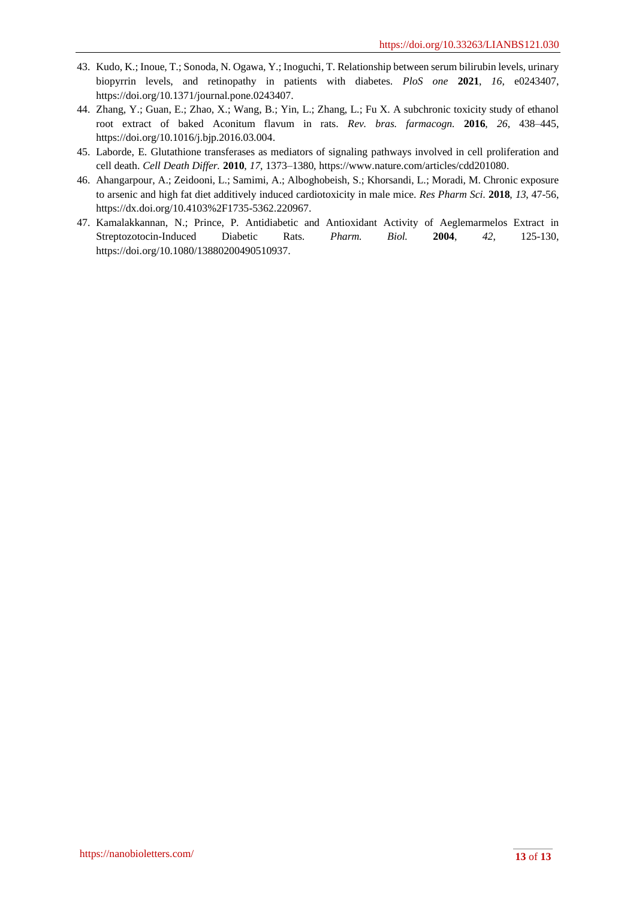43. Kudo, K.; Inoue, T.; Sonoda, N. Ogawa, Y.; Inoguchi, T. Relationship between serum bilirubin levels, urinary biopyrrin levels, and retinopathy in patients with diabetes. *PloS one* **2021**, *16*, e0243407, https://doi.org/10.1371/journal.pone.0243407.
44. Zhang, Y.; Guan, E.; Zhao, X.; Wang, B.; Yin, L.; Zhang, L.; Fu X. A subchronic toxicity study of ethanol root extract of baked Aconitum flavum in rats. *Rev. bras. farmacogn.* **2016**, *26*, 438–445, https://doi.org/10.1016/j.bjp.2016.03.004.
45. Laborde, E. Glutathione transferases as mediators of signaling pathways involved in cell proliferation and cell death. *Cell Death Differ.* **2010**, *17*, 1373–1380, https://www.nature.com/articles/cdd201080.
46. Ahangarpour, A.; Zeidooni, L.; Samimi, A.; Alboghobeish, S.; Khorsandi, L.; Moradi, M. Chronic exposure to arsenic and high fat diet additively induced cardiotoxicity in male mice. *Res Pharm Sci.* **2018**, *13*, 47-56, https://dx.doi.org/10.4103%2F1735-5362.220967.
47. Kamalakkannan, N.; Prince, P. Antidiabetic and Antioxidant Activity of Aeglemarmelos Extract in Streptozotocin-Induced Diabetic Rats. *Pharm. Biol.* **2004**, *42*, 125-130, https://doi.org/10.1080/13880200490510937.